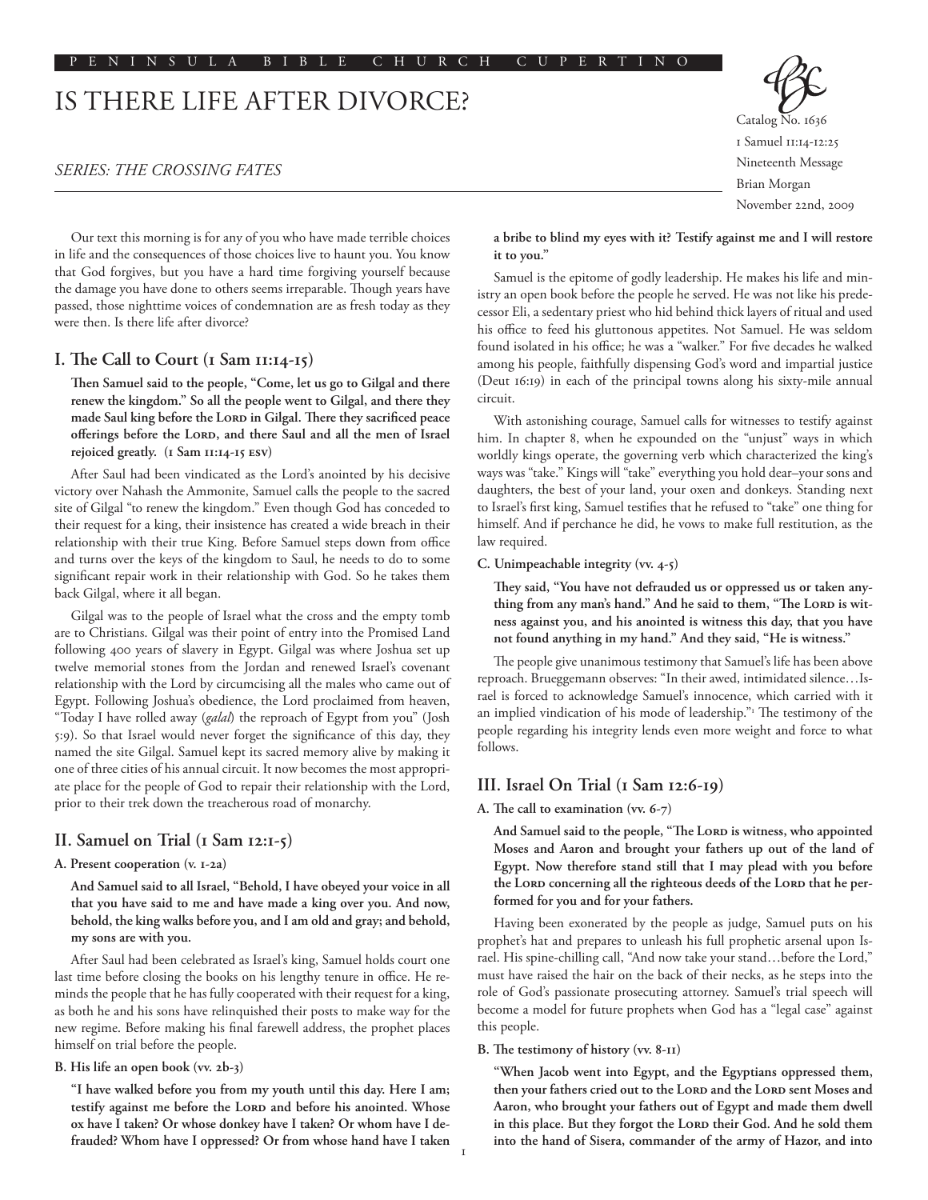PENINSULA BIBLE CHURCH CUPERTINO

# IS THERE LIFE AFTER DIVORCE?

*SERIES: THE CROSSING FATES*

Catalog No. 1636
1 Samuel 11:14-12:25
Nineteenth Message
Brian Morgan
November 22nd, 2009

Our text this morning is for any of you who have made terrible choices in life and the consequences of those choices live to haunt you. You know that God forgives, but you have a hard time forgiving yourself because the damage you have done to others seems irreparable. Though years have passed, those nighttime voices of condemnation are as fresh today as they were then. Is there life after divorce?

## I. The Call to Court (1 Sam 11:14-15)

**Then Samuel said to the people, "Come, let us go to Gilgal and there renew the kingdom." So all the people went to Gilgal, and there they made Saul king before the Lord in Gilgal. There they sacrificed peace offerings before the Lord, and there Saul and all the men of Israel rejoiced greatly. (1 Sam 11:14-15 ESV)**

After Saul had been vindicated as the Lord's anointed by his decisive victory over Nahash the Ammonite, Samuel calls the people to the sacred site of Gilgal "to renew the kingdom." Even though God has conceded to their request for a king, their insistence has created a wide breach in their relationship with their true King. Before Samuel steps down from office and turns over the keys of the kingdom to Saul, he needs to do to some significant repair work in their relationship with God. So he takes them back Gilgal, where it all began.

Gilgal was to the people of Israel what the cross and the empty tomb are to Christians. Gilgal was their point of entry into the Promised Land following 400 years of slavery in Egypt. Gilgal was where Joshua set up twelve memorial stones from the Jordan and renewed Israel's covenant relationship with the Lord by circumcising all the males who came out of Egypt. Following Joshua's obedience, the Lord proclaimed from heaven, "Today I have rolled away (*galal*) the reproach of Egypt from you" (Josh 5:9). So that Israel would never forget the significance of this day, they named the site Gilgal. Samuel kept its sacred memory alive by making it one of three cities of his annual circuit. It now becomes the most appropriate place for the people of God to repair their relationship with the Lord, prior to their trek down the treacherous road of monarchy.

## II. Samuel on Trial (1 Sam 12:1-5)

### A. Present cooperation (v. 1-2a)

**And Samuel said to all Israel, "Behold, I have obeyed your voice in all that you have said to me and have made a king over you. And now, behold, the king walks before you, and I am old and gray; and behold, my sons are with you.**

After Saul had been celebrated as Israel's king, Samuel holds court one last time before closing the books on his lengthy tenure in office. He reminds the people that he has fully cooperated with their request for a king, as both he and his sons have relinquished their posts to make way for the new regime. Before making his final farewell address, the prophet places himself on trial before the people.

### B. His life an open book (vv. 2b-3)

**"I have walked before you from my youth until this day. Here I am; testify against me before the Lord and before his anointed. Whose ox have I taken? Or whose donkey have I taken? Or whom have I defrauded? Whom have I oppressed? Or from whose hand have I taken a bribe to blind my eyes with it? Testify against me and I will restore it to you."**

Samuel is the epitome of godly leadership. He makes his life and ministry an open book before the people he served. He was not like his predecessor Eli, a sedentary priest who hid behind thick layers of ritual and used his office to feed his gluttonous appetites. Not Samuel. He was seldom found isolated in his office; he was a "walker." For five decades he walked among his people, faithfully dispensing God's word and impartial justice (Deut 16:19) in each of the principal towns along his sixty-mile annual circuit.

With astonishing courage, Samuel calls for witnesses to testify against him. In chapter 8, when he expounded on the "unjust" ways in which worldly kings operate, the governing verb which characterized the king's ways was "take." Kings will "take" everything you hold dear–your sons and daughters, the best of your land, your oxen and donkeys. Standing next to Israel's first king, Samuel testifies that he refused to "take" one thing for himself. And if perchance he did, he vows to make full restitution, as the law required.

### C. Unimpeachable integrity (vv. 4-5)

**They said, "You have not defrauded us or oppressed us or taken anything from any man's hand." And he said to them, "The Lord is witness against you, and his anointed is witness this day, that you have not found anything in my hand." And they said, "He is witness."**

The people give unanimous testimony that Samuel's life has been above reproach. Brueggemann observes: "In their awed, intimidated silence…Israel is forced to acknowledge Samuel's innocence, which carried with it an implied vindication of his mode of leadership."[1] The testimony of the people regarding his integrity lends even more weight and force to what follows.

## III. Israel On Trial (1 Sam 12:6-19)

### A. The call to examination (vv. 6-7)

**And Samuel said to the people, "The Lord is witness, who appointed Moses and Aaron and brought your fathers up out of the land of Egypt. Now therefore stand still that I may plead with you before the Lord concerning all the righteous deeds of the Lord that he performed for you and for your fathers.**

Having been exonerated by the people as judge, Samuel puts on his prophet's hat and prepares to unleash his full prophetic arsenal upon Israel. His spine-chilling call, "And now take your stand…before the Lord," must have raised the hair on the back of their necks, as he steps into the role of God's passionate prosecuting attorney. Samuel's trial speech will become a model for future prophets when God has a "legal case" against this people.

### B. The testimony of history (vv. 8-11)

**"When Jacob went into Egypt, and the Egyptians oppressed them, then your fathers cried out to the Lord and the Lord sent Moses and Aaron, who brought your fathers out of Egypt and made them dwell in this place. But they forgot the Lord their God. And he sold them into the hand of Sisera, commander of the army of Hazor, and into**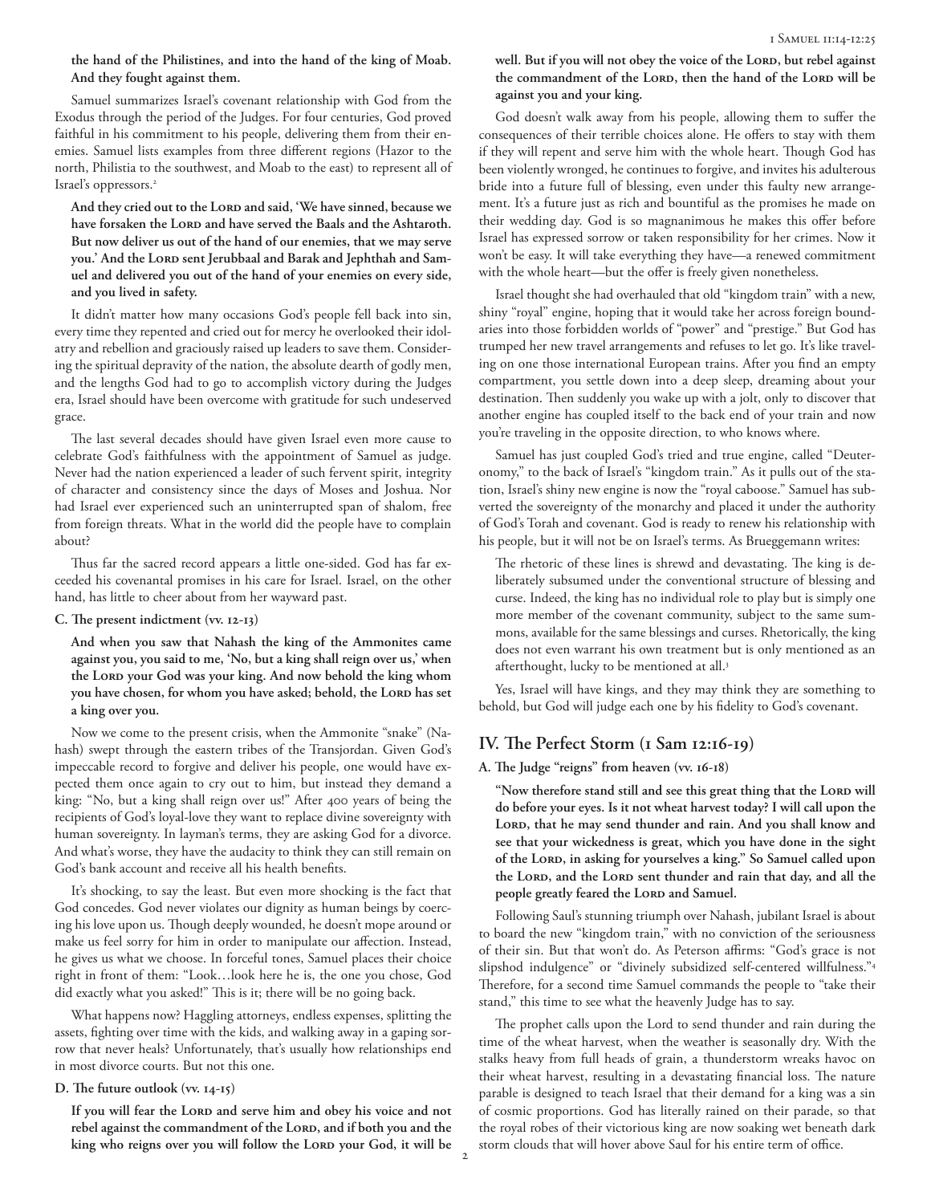**the hand of the Philistines, and into the hand of the king of Moab. And they fought against them.**

Samuel summarizes Israel's covenant relationship with God from the Exodus through the period of the Judges. For four centuries, God proved faithful in his commitment to his people, delivering them from their enemies. Samuel lists examples from three different regions (Hazor to the north, Philistia to the southwest, and Moab to the east) to represent all of Israel's oppressors.[2]

> **And they cried out to the Lord and said, 'We have sinned, because we have forsaken the Lord and have served the Baals and the Ashtaroth. But now deliver us out of the hand of our enemies, that we may serve you.' And the Lord sent Jerubbaal and Barak and Jephthah and Samuel and delivered you out of the hand of your enemies on every side, and you lived in safety.**

It didn't matter how many occasions God's people fell back into sin, every time they repented and cried out for mercy he overlooked their idolatry and rebellion and graciously raised up leaders to save them. Considering the spiritual depravity of the nation, the absolute dearth of godly men, and the lengths God had to go to accomplish victory during the Judges era, Israel should have been overcome with gratitude for such undeserved grace.

The last several decades should have given Israel even more cause to celebrate God's faithfulness with the appointment of Samuel as judge. Never had the nation experienced a leader of such fervent spirit, integrity of character and consistency since the days of Moses and Joshua. Nor had Israel ever experienced such an uninterrupted span of shalom, free from foreign threats. What in the world did the people have to complain about?

Thus far the sacred record appears a little one-sided. God has far exceeded his covenantal promises in his care for Israel. Israel, on the other hand, has little to cheer about from her wayward past.

### C. The present indictment (vv. 12-13)

> **And when you saw that Nahash the king of the Ammonites came against you, you said to me, 'No, but a king shall reign over us,' when the Lord your God was your king. And now behold the king whom you have chosen, for whom you have asked; behold, the Lord has set a king over you.**

Now we come to the present crisis, when the Ammonite "snake" (Nahash) swept through the eastern tribes of the Transjordan. Given God's impeccable record to forgive and deliver his people, one would have expected them once again to cry out to him, but instead they demand a king: "No, but a king shall reign over us!" After 400 years of being the recipients of God's loyal-love they want to replace divine sovereignty with human sovereignty. In layman's terms, they are asking God for a divorce. And what's worse, they have the audacity to think they can still remain on God's bank account and receive all his health benefits.

It's shocking, to say the least. But even more shocking is the fact that God concedes. God never violates our dignity as human beings by coercing his love upon us. Though deeply wounded, he doesn't mope around or make us feel sorry for him in order to manipulate our affection. Instead, he gives us what we choose. In forceful tones, Samuel places their choice right in front of them: "Look…look here he is, the one you chose, God did exactly what you asked!" This is it; there will be no going back.

What happens now? Haggling attorneys, endless expenses, splitting the assets, fighting over time with the kids, and walking away in a gaping sorrow that never heals? Unfortunately, that's usually how relationships end in most divorce courts. But not this one.

### D. The future outlook (vv. 14-15)

> **If you will fear the Lord and serve him and obey his voice and not rebel against the commandment of the Lord, and if both you and the king who reigns over you will follow the Lord your God, it will be well. But if you will not obey the voice of the Lord, but rebel against the commandment of the Lord, then the hand of the Lord will be against you and your king.**

God doesn't walk away from his people, allowing them to suffer the consequences of their terrible choices alone. He offers to stay with them if they will repent and serve him with the whole heart. Though God has been violently wronged, he continues to forgive, and invites his adulterous bride into a future full of blessing, even under this faulty new arrangement. It's a future just as rich and bountiful as the promises he made on their wedding day. God is so magnanimous he makes this offer before Israel has expressed sorrow or taken responsibility for her crimes. Now it won't be easy. It will take everything they have—a renewed commitment with the whole heart—but the offer is freely given nonetheless.

Israel thought she had overhauled that old "kingdom train" with a new, shiny "royal" engine, hoping that it would take her across foreign boundaries into those forbidden worlds of "power" and "prestige." But God has trumped her new travel arrangements and refuses to let go. It's like traveling on one those international European trains. After you find an empty compartment, you settle down into a deep sleep, dreaming about your destination. Then suddenly you wake up with a jolt, only to discover that another engine has coupled itself to the back end of your train and now you're traveling in the opposite direction, to who knows where.

Samuel has just coupled God's tried and true engine, called "Deuteronomy," to the back of Israel's "kingdom train." As it pulls out of the station, Israel's shiny new engine is now the "royal caboose." Samuel has subverted the sovereignty of the monarchy and placed it under the authority of God's Torah and covenant. God is ready to renew his relationship with his people, but it will not be on Israel's terms. As Brueggemann writes:

> The rhetoric of these lines is shrewd and devastating. The king is deliberately subsumed under the conventional structure of blessing and curse. Indeed, the king has no individual role to play but is simply one more member of the covenant community, subject to the same summons, available for the same blessings and curses. Rhetorically, the king does not even warrant his own treatment but is only mentioned as an afterthought, lucky to be mentioned at all.[3]

Yes, Israel will have kings, and they may think they are something to behold, but God will judge each one by his fidelity to God's covenant.

## IV. The Perfect Storm (1 Sam 12:16-19)

### A. The Judge "reigns" from heaven (vv. 16-18)

> **"Now therefore stand still and see this great thing that the Lord will do before your eyes. Is it not wheat harvest today? I will call upon the Lord, that he may send thunder and rain. And you shall know and see that your wickedness is great, which you have done in the sight of the Lord, in asking for yourselves a king." So Samuel called upon the Lord, and the Lord sent thunder and rain that day, and all the people greatly feared the Lord and Samuel.**

Following Saul's stunning triumph over Nahash, jubilant Israel is about to board the new "kingdom train," with no conviction of the seriousness of their sin. But that won't do. As Peterson affirms: "God's grace is not slipshod indulgence" or "divinely subsidized self-centered willfulness."[4] Therefore, for a second time Samuel commands the people to "take their stand," this time to see what the heavenly Judge has to say.

The prophet calls upon the Lord to send thunder and rain during the time of the wheat harvest, when the weather is seasonally dry. With the stalks heavy from full heads of grain, a thunderstorm wreaks havoc on their wheat harvest, resulting in a devastating financial loss. The nature parable is designed to teach Israel that their demand for a king was a sin of cosmic proportions. God has literally rained on their parade, so that the royal robes of their victorious king are now soaking wet beneath dark storm clouds that will hover above Saul for his entire term of office.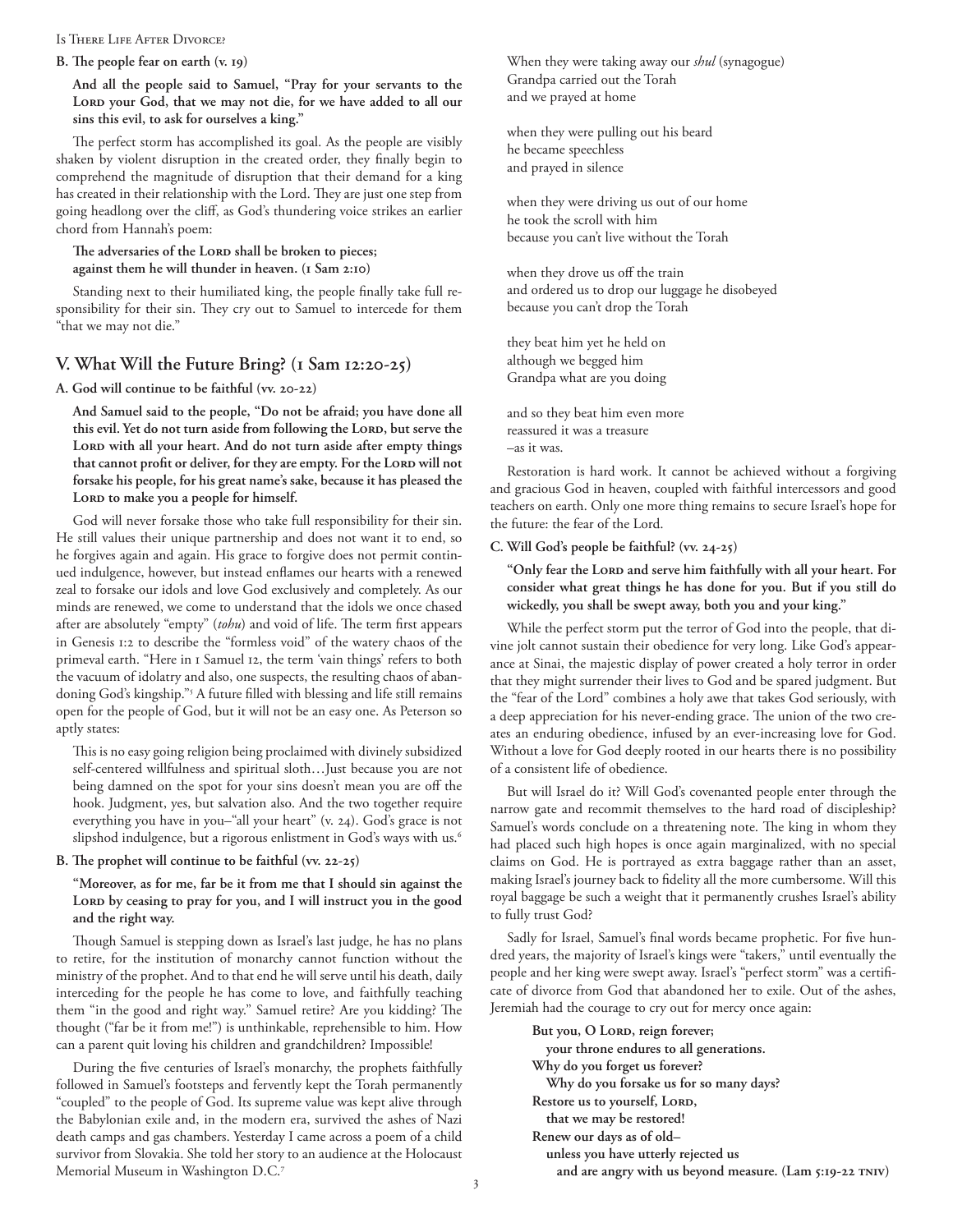**B. The people fear on earth (v. 19)**

> **And all the people said to Samuel, "Pray for your servants to the LORD your God, that we may not die, for we have added to all our sins this evil, to ask for ourselves a king."**

The perfect storm has accomplished its goal. As the people are visibly shaken by violent disruption in the created order, they finally begin to comprehend the magnitude of disruption that their demand for a king has created in their relationship with the Lord. They are just one step from going headlong over the cliff, as God's thundering voice strikes an earlier chord from Hannah's poem:

> **The adversaries of the LORD shall be broken to pieces;**
> **against them he will thunder in heaven. (1 Sam 2:10)**

Standing next to their humiliated king, the people finally take full responsibility for their sin. They cry out to Samuel to intercede for them "that we may not die."

## V. What Will the Future Bring? (1 Sam 12:20-25)

**A. God will continue to be faithful (vv. 20-22)**

> **And Samuel said to the people, "Do not be afraid; you have done all this evil. Yet do not turn aside from following the LORD, but serve the LORD with all your heart. And do not turn aside after empty things that cannot profit or deliver, for they are empty. For the LORD will not forsake his people, for his great name's sake, because it has pleased the LORD to make you a people for himself.**

God will never forsake those who take full responsibility for their sin. He still values their unique partnership and does not want it to end, so he forgives again and again. His grace to forgive does not permit continued indulgence, however, but instead enflames our hearts with a renewed zeal to forsake our idols and love God exclusively and completely. As our minds are renewed, we come to understand that the idols we once chased after are absolutely "empty" (*tohu*) and void of life. The term first appears in Genesis 1:2 to describe the "formless void" of the watery chaos of the primeval earth. "Here in 1 Samuel 12, the term 'vain things' refers to both the vacuum of idolatry and also, one suspects, the resulting chaos of abandoning God's kingship."[5] A future filled with blessing and life still remains open for the people of God, but it will not be an easy one. As Peterson so aptly states:

> This is no easy going religion being proclaimed with divinely subsidized self-centered willfulness and spiritual sloth…Just because you are not being damned on the spot for your sins doesn't mean you are off the hook. Judgment, yes, but salvation also. And the two together require everything you have in you–"all your heart" (v. 24). God's grace is not slipshod indulgence, but a rigorous enlistment in God's ways with us.[6]

**B. The prophet will continue to be faithful (vv. 22-25)**

> **"Moreover, as for me, far be it from me that I should sin against the LORD by ceasing to pray for you, and I will instruct you in the good and the right way.**

Though Samuel is stepping down as Israel's last judge, he has no plans to retire, for the institution of monarchy cannot function without the ministry of the prophet. And to that end he will serve until his death, daily interceding for the people he has come to love, and faithfully teaching them "in the good and right way." Samuel retire? Are you kidding? The thought ("far be it from me!") is unthinkable, reprehensible to him. How can a parent quit loving his children and grandchildren? Impossible!

During the five centuries of Israel's monarchy, the prophets faithfully followed in Samuel's footsteps and fervently kept the Torah permanently "coupled" to the people of God. Its supreme value was kept alive through the Babylonian exile and, in the modern era, survived the ashes of Nazi death camps and gas chambers. Yesterday I came across a poem of a child survivor from Slovakia. She told her story to an audience at the Holocaust Memorial Museum in Washington D.C.[7]

> When they were taking away our *shul* (synagogue)
> Grandpa carried out the Torah
> and we prayed at home
>
> when they were pulling out his beard
> he became speechless
> and prayed in silence
>
> when they were driving us out of our home
> he took the scroll with him
> because you can't live without the Torah
>
> when they drove us off the train
> and ordered us to drop our luggage he disobeyed
> because you can't drop the Torah
>
> they beat him yet he held on
> although we begged him
> Grandpa what are you doing
>
> and so they beat him even more
> reassured it was a treasure
> –as it was.

Restoration is hard work. It cannot be achieved without a forgiving and gracious God in heaven, coupled with faithful intercessors and good teachers on earth. Only one more thing remains to secure Israel's hope for the future: the fear of the Lord.

**C. Will God's people be faithful? (vv. 24-25)**

> **"Only fear the LORD and serve him faithfully with all your heart. For consider what great things he has done for you. But if you still do wickedly, you shall be swept away, both you and your king."**

While the perfect storm put the terror of God into the people, that divine jolt cannot sustain their obedience for very long. Like God's appearance at Sinai, the majestic display of power created a holy terror in order that they might surrender their lives to God and be spared judgment. But the "fear of the Lord" combines a holy awe that takes God seriously, with a deep appreciation for his never-ending grace. The union of the two creates an enduring obedience, infused by an ever-increasing love for God. Without a love for God deeply rooted in our hearts there is no possibility of a consistent life of obedience.

But will Israel do it? Will God's covenanted people enter through the narrow gate and recommit themselves to the hard road of discipleship? Samuel's words conclude on a threatening note. The king in whom they had placed such high hopes is once again marginalized, with no special claims on God. He is portrayed as extra baggage rather than an asset, making Israel's journey back to fidelity all the more cumbersome. Will this royal baggage be such a weight that it permanently crushes Israel's ability to fully trust God?

Sadly for Israel, Samuel's final words became prophetic. For five hundred years, the majority of Israel's kings were "takers," until eventually the people and her king were swept away. Israel's "perfect storm" was a certificate of divorce from God that abandoned her to exile. Out of the ashes, Jeremiah had the courage to cry out for mercy once again:

> **But you, O LORD, reign forever;**
> **your throne endures to all generations.**
> **Why do you forget us forever?**
> **Why do you forsake us for so many days?**
> **Restore us to yourself, LORD,**
> **that we may be restored!**
> **Renew our days as of old–**
> **unless you have utterly rejected us**
> **and are angry with us beyond measure. (Lam 5:19-22 TNIV)**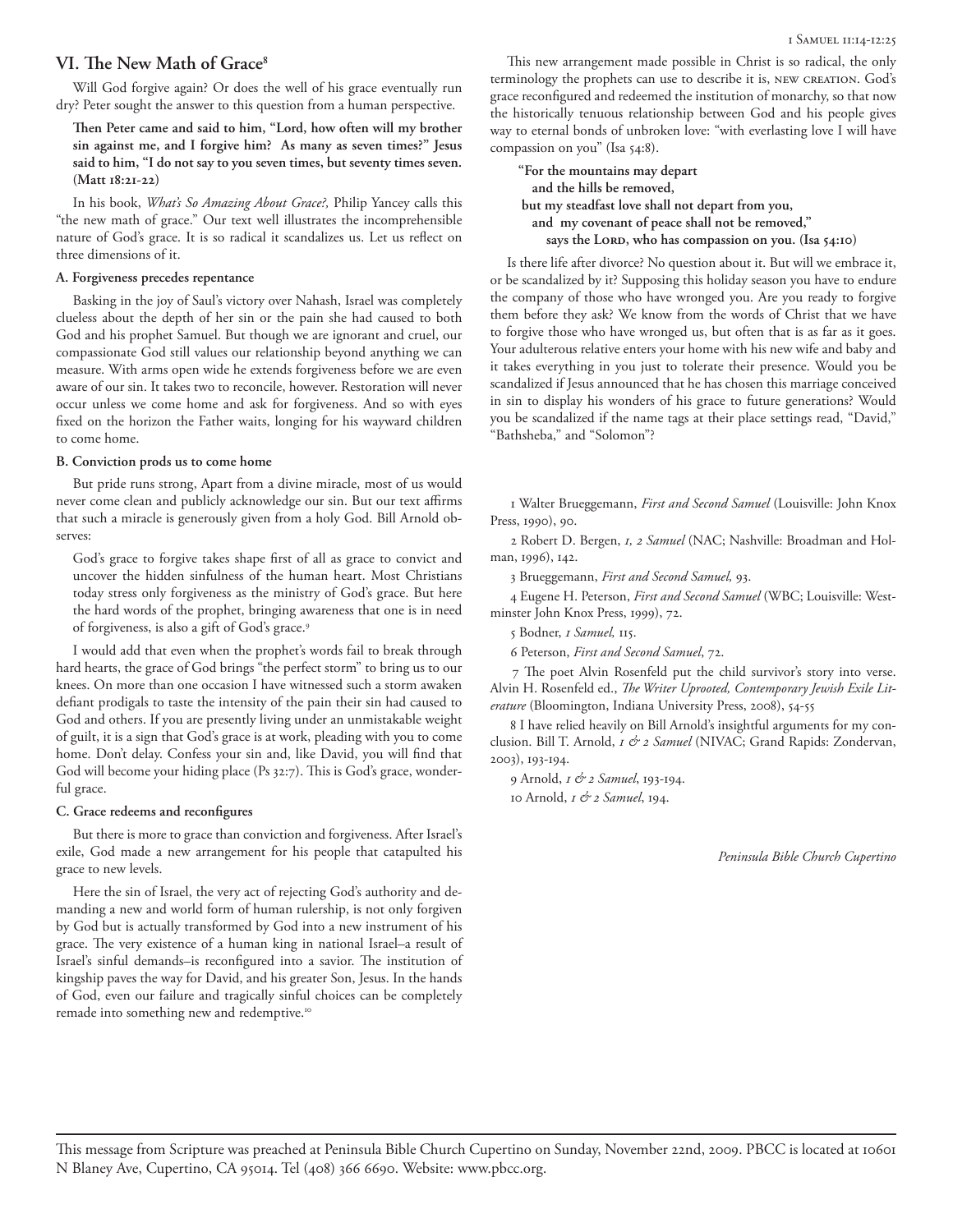## VI. The New Math of Grace[8]

Will God forgive again? Or does the well of his grace eventually run dry? Peter sought the answer to this question from a human perspective.

> **Then Peter came and said to him, "Lord, how often will my brother sin against me, and I forgive him? As many as seven times?" Jesus said to him, "I do not say to you seven times, but seventy times seven. (Matt 18:21-22)**

In his book, *What's So Amazing About Grace?,* Philip Yancey calls this "the new math of grace." Our text well illustrates the incomprehensible nature of God's grace. It is so radical it scandalizes us. Let us reflect on three dimensions of it.

### A. Forgiveness precedes repentance

Basking in the joy of Saul's victory over Nahash, Israel was completely clueless about the depth of her sin or the pain she had caused to both God and his prophet Samuel. But though we are ignorant and cruel, our compassionate God still values our relationship beyond anything we can measure. With arms open wide he extends forgiveness before we are even aware of our sin. It takes two to reconcile, however. Restoration will never occur unless we come home and ask for forgiveness. And so with eyes fixed on the horizon the Father waits, longing for his wayward children to come home.

### B. Conviction prods us to come home

But pride runs strong, Apart from a divine miracle, most of us would never come clean and publicly acknowledge our sin. But our text affirms that such a miracle is generously given from a holy God. Bill Arnold observes:

> God's grace to forgive takes shape first of all as grace to convict and uncover the hidden sinfulness of the human heart. Most Christians today stress only forgiveness as the ministry of God's grace. But here the hard words of the prophet, bringing awareness that one is in need of forgiveness, is also a gift of God's grace.[9]

I would add that even when the prophet's words fail to break through hard hearts, the grace of God brings "the perfect storm" to bring us to our knees. On more than one occasion I have witnessed such a storm awaken defiant prodigals to taste the intensity of the pain their sin had caused to God and others. If you are presently living under an unmistakable weight of guilt, it is a sign that God's grace is at work, pleading with you to come home. Don't delay. Confess your sin and, like David, you will find that God will become your hiding place (Ps 32:7). This is God's grace, wonderful grace.

### C. Grace redeems and reconfigures

But there is more to grace than conviction and forgiveness. After Israel's exile, God made a new arrangement for his people that catapulted his grace to new levels.

Here the sin of Israel, the very act of rejecting God's authority and demanding a new and world form of human rulership, is not only forgiven by God but is actually transformed by God into a new instrument of his grace. The very existence of a human king in national Israel–a result of Israel's sinful demands–is reconfigured into a savior. The institution of kingship paves the way for David, and his greater Son, Jesus. In the hands of God, even our failure and tragically sinful choices can be completely remade into something new and redemptive.[10]

This new arrangement made possible in Christ is so radical, the only terminology the prophets can use to describe it is, NEW CREATION. God's grace reconfigured and redeemed the institution of monarchy, so that now the historically tenuous relationship between God and his people gives way to eternal bonds of unbroken love: "with everlasting love I will have compassion on you" (Isa 54:8).

> **"For the mountains may depart**
> **and the hills be removed,**
> **but my steadfast love shall not depart from you,**
> **and my covenant of peace shall not be removed,"**
> **says the LORD, who has compassion on you. (Isa 54:10)**

Is there life after divorce? No question about it. But will we embrace it, or be scandalized by it? Supposing this holiday season you have to endure the company of those who have wronged you. Are you ready to forgive them before they ask? We know from the words of Christ that we have to forgive those who have wronged us, but often that is as far as it goes. Your adulterous relative enters your home with his new wife and baby and it takes everything in you just to tolerate their presence. Would you be scandalized if Jesus announced that he has chosen this marriage conceived in sin to display his wonders of his grace to future generations? Would you be scandalized if the name tags at their place settings read, "David," "Bathsheba," and "Solomon"?

1 Walter Brueggemann, *First and Second Samuel* (Louisville: John Knox Press, 1990), 90.

2 Robert D. Bergen, *1, 2 Samuel* (NAC; Nashville: Broadman and Holman, 1996), 142.

3 Brueggemann, *First and Second Samuel,* 93.

4 Eugene H. Peterson, *First and Second Samuel* (WBC; Louisville: Westminster John Knox Press, 1999), 72.

5 Bodner, *1 Samuel,* 115.

6 Peterson, *First and Second Samuel*, 72.

7 The poet Alvin Rosenfeld put the child survivor's story into verse. Alvin H. Rosenfeld ed., *The Writer Uprooted, Contemporary Jewish Exile Literature* (Bloomington, Indiana University Press, 2008), 54-55

8 I have relied heavily on Bill Arnold's insightful arguments for my conclusion. Bill T. Arnold, *1 & 2 Samuel* (NIVAC; Grand Rapids: Zondervan, 2003), 193-194.

9 Arnold, *1 & 2 Samuel*, 193-194.

10 Arnold, *1 & 2 Samuel*, 194.

*Peninsula Bible Church Cupertino*

This message from Scripture was preached at Peninsula Bible Church Cupertino on Sunday, November 22nd, 2009. PBCC is located at 10601 N Blaney Ave, Cupertino, CA 95014. Tel (408) 366 6690. Website: www.pbcc.org.